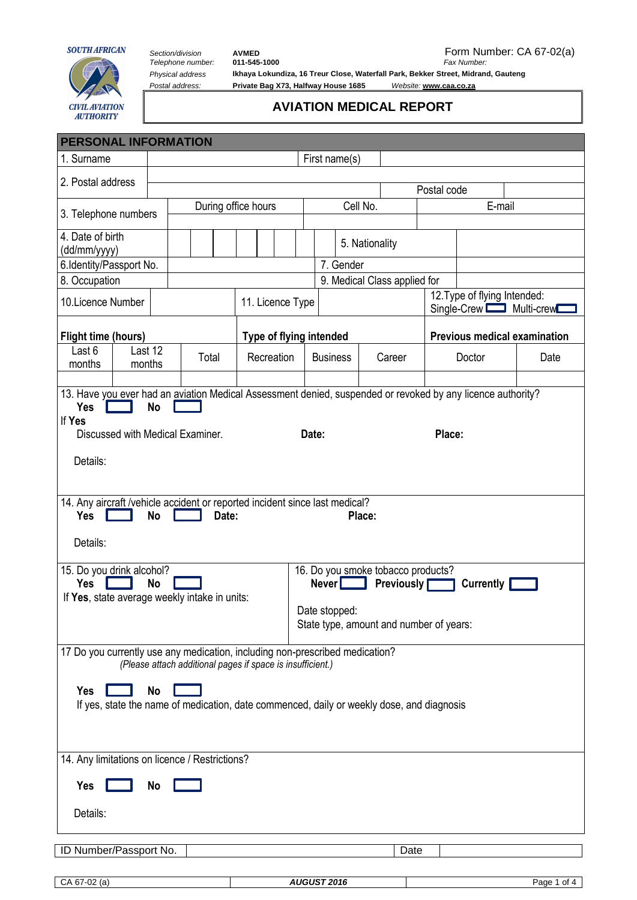SOUTH AFRICAN CIVIL AVIATION AUTHORITY

*Section/division* **AVMED**
*Telephone number:* **011-545-1000**
*Physical address* **Ikhaya Lokundiza, 16 Treur Close, Waterfall Park, Bekker Street, Midrand, Gauteng**
*Postal address:* **Private Bag X73, Halfway House 1685**

Form Number: CA 67-02(a)
*Fax Number:*
*Website:* **www.caa.co.za**

# AVIATION MEDICAL REPORT

## PERSONAL INFORMATION

| | | | |
|---|---|---|---|
| 1. Surname | | First name(s) | |
| 2. Postal address | | Postal code | |

| 3. Telephone numbers | During office hours | Cell No. | E-mail |
|---|---|---|---|
| | | | |

| | | | |
|---|---|---|---|
| 4. Date of birth (dd/mm/yyyy) | | 5. Nationality | |
| 6.Identity/Passport No. | | 7. Gender | |
| 8. Occupation | | 9. Medical Class applied for | |
| 10.Licence Number | 11. Licence Type | | 12.Type of flying Intended: Single-Crew ☐ Multi-crew ☐ |

| **Flight time (hours)** | | | **Type of flying intended** | | | **Previous medical examination** | |
|---|---|---|---|---|---|---|---|
| Last 6 months | Last 12 months | Total | Recreation | Business | Career | Doctor | Date |
| | | | | | | | |

13. Have you ever had an aviation Medical Assessment denied, suspended or revoked by any licence authority?

**Yes** ☐ **No** ☐

If **Yes**

Discussed with Medical Examiner. **Date:** **Place:**

Details:

14. Any aircraft /vehicle accident or reported incident since last medical?

**Yes** ☐ **No** ☐ **Date:** **Place:**

Details:

15. Do you drink alcohol?

**Yes** ☐ **No** ☐

If **Yes**, state average weekly intake in units:

16. Do you smoke tobacco products?

**Never** ☐ **Previously** ☐ **Currently** ☐

Date stopped:

State type, amount and number of years:

17 Do you currently use any medication, including non-prescribed medication?

*(Please attach additional pages if space is insufficient.)*

**Yes** ☐ **No** ☐

If yes, state the name of medication, date commenced, daily or weekly dose, and diagnosis

14. Any limitations on licence / Restrictions?

**Yes** ☐ **No** ☐

Details:

| ID Number/Passport No. | | Date | |
|---|---|---|---|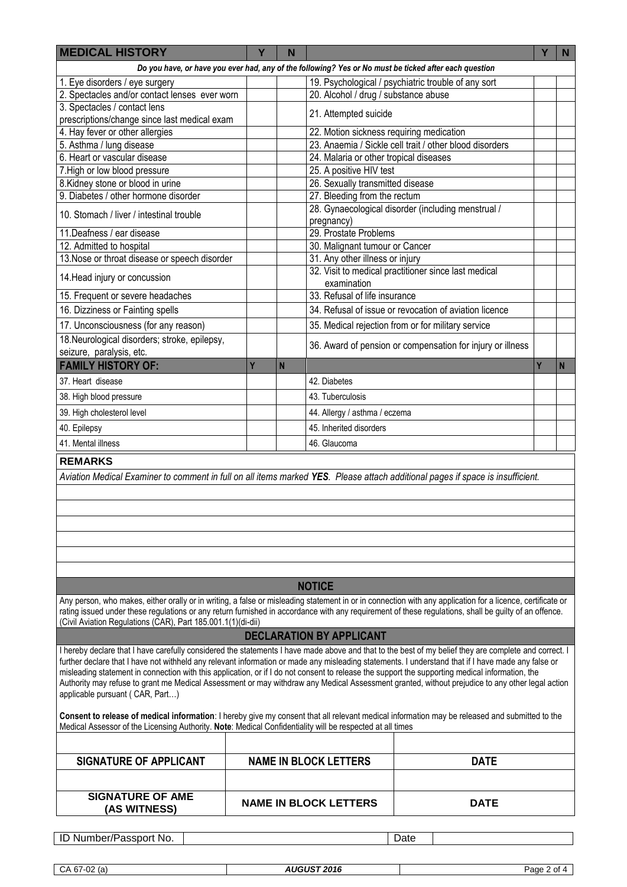| MEDICAL HISTORY | Y | N | | Y | N |
|---|---|---|---|---|---|
| *Do you have, or have you ever had, any of the following? Yes or No must be ticked after each question* | | | | | |
| 1. Eye disorders / eye surgery | | | 19. Psychological / psychiatric trouble of any sort | | |
| 2. Spectacles and/or contact lenses ever worn | | | 20. Alcohol / drug / substance abuse | | |
| 3. Spectacles / contact lens prescriptions/change since last medical exam | | | 21. Attempted suicide | | |
| 4. Hay fever or other allergies | | | 22. Motion sickness requiring medication | | |
| 5. Asthma / lung disease | | | 23. Anaemia / Sickle cell trait / other blood disorders | | |
| 6. Heart or vascular disease | | | 24. Malaria or other tropical diseases | | |
| 7.High or low blood pressure | | | 25. A positive HIV test | | |
| 8.Kidney stone or blood in urine | | | 26. Sexually transmitted disease | | |
| 9. Diabetes / other hormone disorder | | | 27. Bleeding from the rectum | | |
| 10. Stomach / liver / intestinal trouble | | | 28. Gynaecological disorder (including menstrual / pregnancy) | | |
| 11.Deafness / ear disease | | | 29. Prostate Problems | | |
| 12. Admitted to hospital | | | 30. Malignant tumour or Cancer | | |
| 13.Nose or throat disease or speech disorder | | | 31. Any other illness or injury | | |
| 14.Head injury or concussion | | | 32. Visit to medical practitioner since last medical examination | | |
| 15. Frequent or severe headaches | | | 33. Refusal of life insurance | | |
| 16. Dizziness or Fainting spells | | | 34. Refusal of issue or revocation of aviation licence | | |
| 17. Unconsciousness (for any reason) | | | 35. Medical rejection from or for military service | | |
| 18.Neurological disorders; stroke, epilepsy, seizure, paralysis, etc. | | | 36. Award of pension or compensation for injury or illness | | |

| FAMILY HISTORY OF: | Y | N | | Y | N |
|---|---|---|---|---|---|
| 37. Heart disease | | | 42. Diabetes | | |
| 38. High blood pressure | | | 43. Tuberculosis | | |
| 39. High cholesterol level | | | 44. Allergy / asthma / eczema | | |
| 40. Epilepsy | | | 45. Inherited disorders | | |
| 41. Mental illness | | | 46. Glaucoma | | |

## REMARKS

*Aviation Medical Examiner to comment in full on all items marked **YES**. Please attach additional pages if space is insufficient.*

## NOTICE

Any person, who makes, either orally or in writing, a false or misleading statement in or in connection with any application for a licence, certificate or rating issued under these regulations or any return furnished in accordance with any requirement of these regulations, shall be guilty of an offence. (Civil Aviation Regulations (CAR), Part 185.001.1(1)(di-dii)

## DECLARATION BY APPLICANT

I hereby declare that I have carefully considered the statements I have made above and that to the best of my belief they are complete and correct. I further declare that I have not withheld any relevant information or made any misleading statements. I understand that if I have made any false or misleading statement in connection with this application, or if I do not consent to release the support the supporting medical information, the Authority may refuse to grant me Medical Assessment or may withdraw any Medical Assessment granted, without prejudice to any other legal action applicable pursuant ( CAR, Part…)

**Consent to release of medical information**: I hereby give my consent that all relevant medical information may be released and submitted to the Medical Assessor of the Licensing Authority. **Note**: Medical Confidentiality will be respected at all times

| | | |
|---|---|---|
| | | |
| **SIGNATURE OF APPLICANT** | **NAME IN BLOCK LETTERS** | **DATE** |
| | | |
| **SIGNATURE OF AME (AS WITNESS)** | **NAME IN BLOCK LETTERS** | **DATE** |

| ID Number/Passport No. | | Date | |
|---|---|---|---|

CA 67-02 (a) | ***AUGUST 2016***